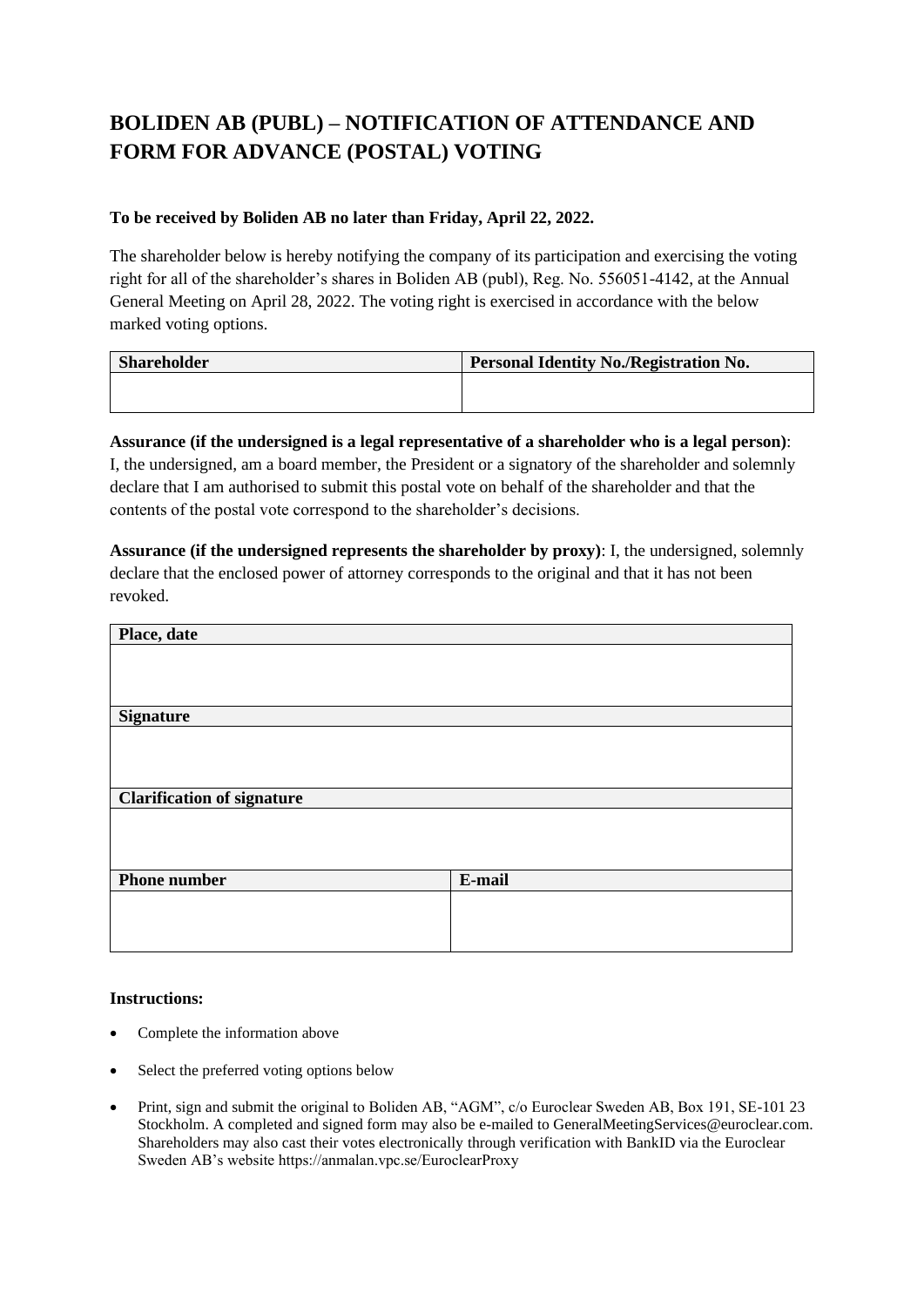# BOLIDEN AB (PUBL) – NOTIFICATION OF ATTENDANCE AND FORM FOR ADVANCE (POSTAL) VOTING

**To be received by Boliden AB no later than Friday, April 22, 2022.**

The shareholder below is hereby notifying the company of its participation and exercising the voting right for all of the shareholder's shares in Boliden AB (publ), Reg. No. 556051-4142, at the Annual General Meeting on April 28, 2022. The voting right is exercised in accordance with the below marked voting options.

| Shareholder | Personal Identity No./Registration No. |
|---|---|
| | |

**Assurance (if the undersigned is a legal representative of a shareholder who is a legal person)**: I, the undersigned, am a board member, the President or a signatory of the shareholder and solemnly declare that I am authorised to submit this postal vote on behalf of the shareholder and that the contents of the postal vote correspond to the shareholder's decisions.

**Assurance (if the undersigned represents the shareholder by proxy)**: I, the undersigned, solemnly declare that the enclosed power of attorney corresponds to the original and that it has not been revoked.

| Place, date | |
|---|---|
| | |
| **Signature** | |
| | |
| **Clarification of signature** | |
| | |
| **Phone number** | **E-mail** |
| | |

**Instructions:**

- Complete the information above
- Select the preferred voting options below
- Print, sign and submit the original to Boliden AB, "AGM", c/o Euroclear Sweden AB, Box 191, SE-101 23 Stockholm. A completed and signed form may also be e-mailed to GeneralMeetingServices@euroclear.com. Shareholders may also cast their votes electronically through verification with BankID via the Euroclear Sweden AB's website https://anmalan.vpc.se/EuroclearProxy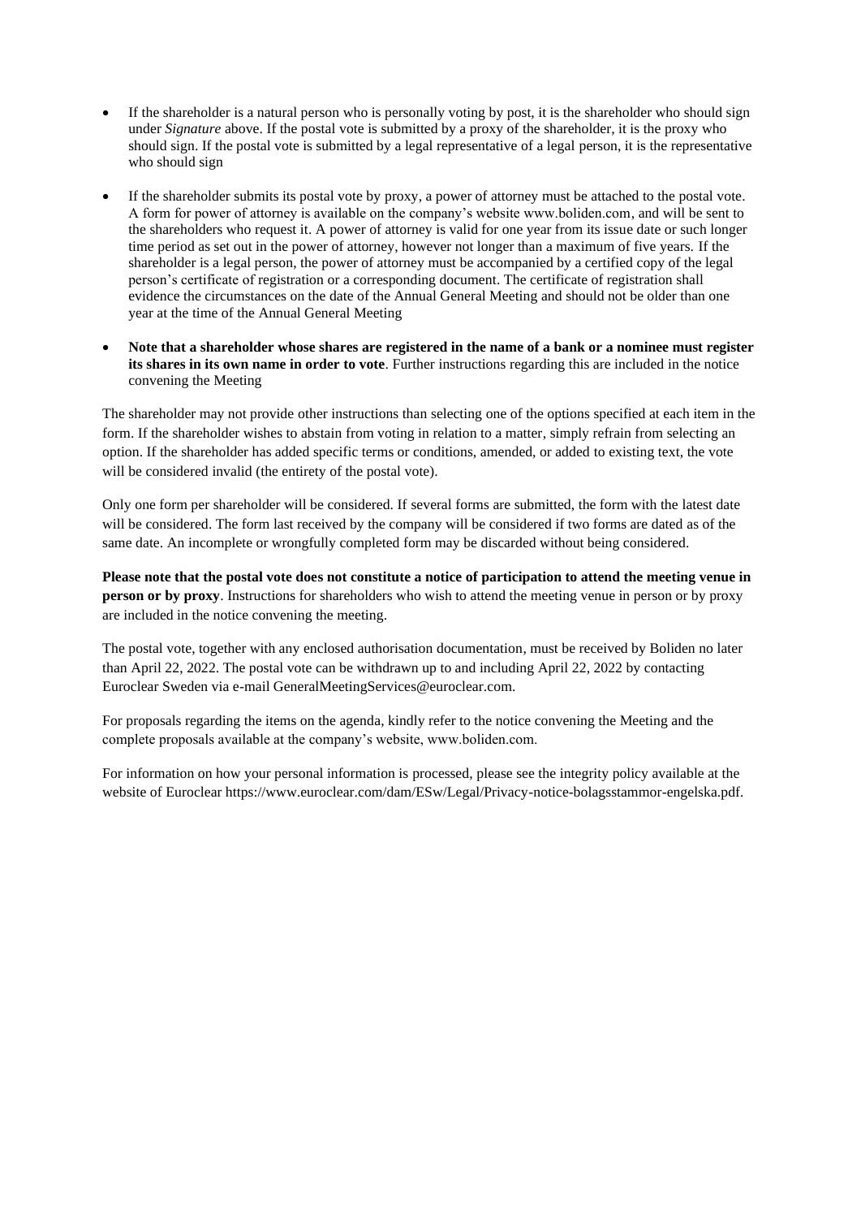- If the shareholder is a natural person who is personally voting by post, it is the shareholder who should sign under *Signature* above. If the postal vote is submitted by a proxy of the shareholder, it is the proxy who should sign. If the postal vote is submitted by a legal representative of a legal person, it is the representative who should sign

- If the shareholder submits its postal vote by proxy, a power of attorney must be attached to the postal vote. A form for power of attorney is available on the company's website www.boliden.com, and will be sent to the shareholders who request it. A power of attorney is valid for one year from its issue date or such longer time period as set out in the power of attorney, however not longer than a maximum of five years. If the shareholder is a legal person, the power of attorney must be accompanied by a certified copy of the legal person's certificate of registration or a corresponding document. The certificate of registration shall evidence the circumstances on the date of the Annual General Meeting and should not be older than one year at the time of the Annual General Meeting

- **Note that a shareholder whose shares are registered in the name of a bank or a nominee must register its shares in its own name in order to vote**. Further instructions regarding this are included in the notice convening the Meeting

The shareholder may not provide other instructions than selecting one of the options specified at each item in the form. If the shareholder wishes to abstain from voting in relation to a matter, simply refrain from selecting an option. If the shareholder has added specific terms or conditions, amended, or added to existing text, the vote will be considered invalid (the entirety of the postal vote).

Only one form per shareholder will be considered. If several forms are submitted, the form with the latest date will be considered. The form last received by the company will be considered if two forms are dated as of the same date. An incomplete or wrongfully completed form may be discarded without being considered.

**Please note that the postal vote does not constitute a notice of participation to attend the meeting venue in person or by proxy**. Instructions for shareholders who wish to attend the meeting venue in person or by proxy are included in the notice convening the meeting.

The postal vote, together with any enclosed authorisation documentation, must be received by Boliden no later than April 22, 2022. The postal vote can be withdrawn up to and including April 22, 2022 by contacting Euroclear Sweden via e-mail GeneralMeetingServices@euroclear.com.

For proposals regarding the items on the agenda, kindly refer to the notice convening the Meeting and the complete proposals available at the company's website, www.boliden.com.

For information on how your personal information is processed, please see the integrity policy available at the website of Euroclear https://www.euroclear.com/dam/ESw/Legal/Privacy-notice-bolagsstammor-engelska.pdf.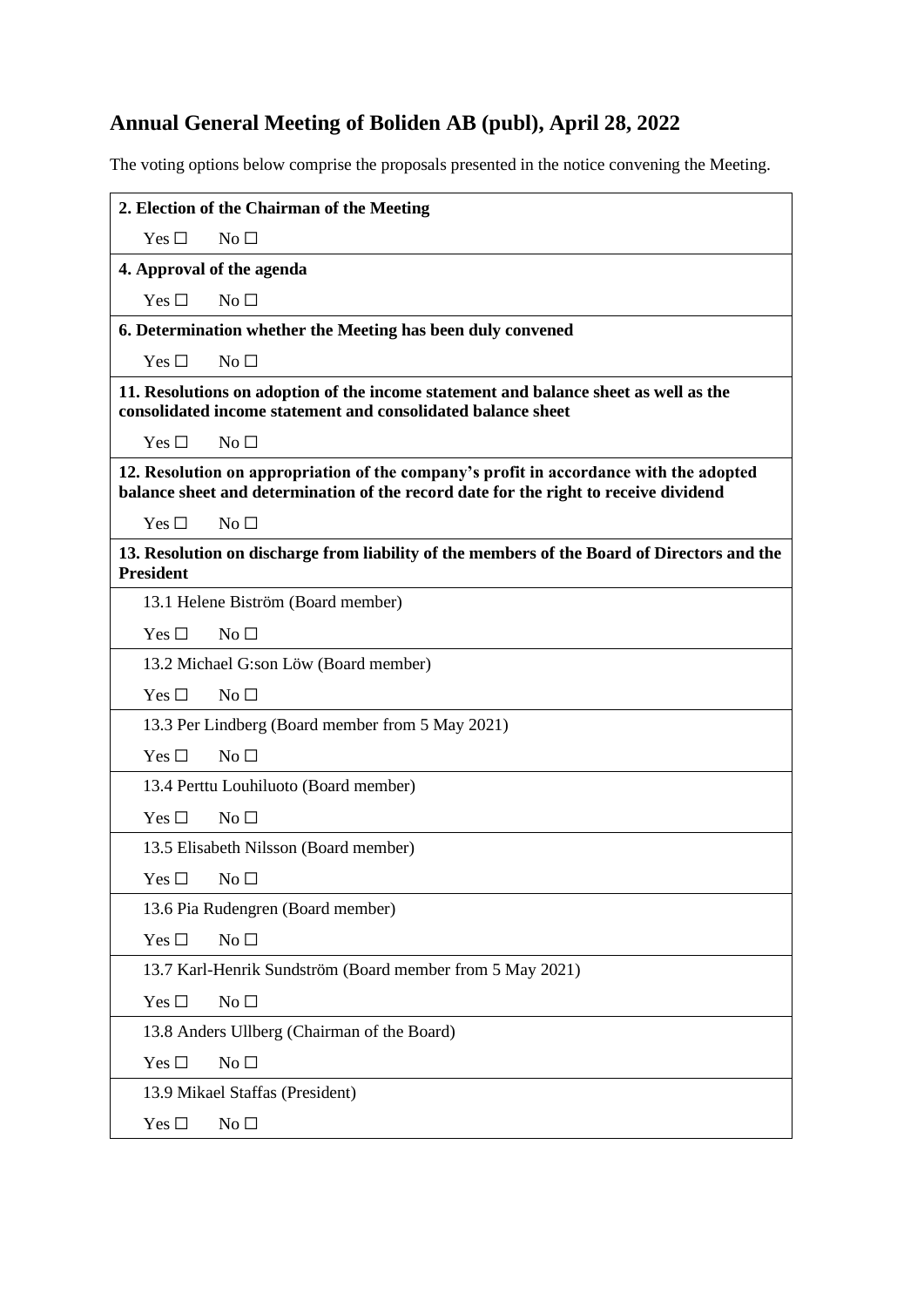# Annual General Meeting of Boliden AB (publ), April 28, 2022

The voting options below comprise the proposals presented in the notice convening the Meeting.

| **2. Election of the Chairman of the Meeting** |
|---|
| Yes ☐ No ☐ |
| **4. Approval of the agenda** |
| Yes ☐ No ☐ |
| **6. Determination whether the Meeting has been duly convened** |
| Yes ☐ No ☐ |
| **11. Resolutions on adoption of the income statement and balance sheet as well as the consolidated income statement and consolidated balance sheet** |
| Yes ☐ No ☐ |
| **12. Resolution on appropriation of the company's profit in accordance with the adopted balance sheet and determination of the record date for the right to receive dividend** |
| Yes ☐ No ☐ |
| **13. Resolution on discharge from liability of the members of the Board of Directors and the President** |
| 13.1 Helene Biström (Board member) |
| Yes ☐ No ☐ |
| 13.2 Michael G:son Löw (Board member) |
| Yes ☐ No ☐ |
| 13.3 Per Lindberg (Board member from 5 May 2021) |
| Yes ☐ No ☐ |
| 13.4 Perttu Louhiluoto (Board member) |
| Yes ☐ No ☐ |
| 13.5 Elisabeth Nilsson (Board member) |
| Yes ☐ No ☐ |
| 13.6 Pia Rudengren (Board member) |
| Yes ☐ No ☐ |
| 13.7 Karl-Henrik Sundström (Board member from 5 May 2021) |
| Yes ☐ No ☐ |
| 13.8 Anders Ullberg (Chairman of the Board) |
| Yes ☐ No ☐ |
| 13.9 Mikael Staffas (President) |
| Yes ☐ No ☐ |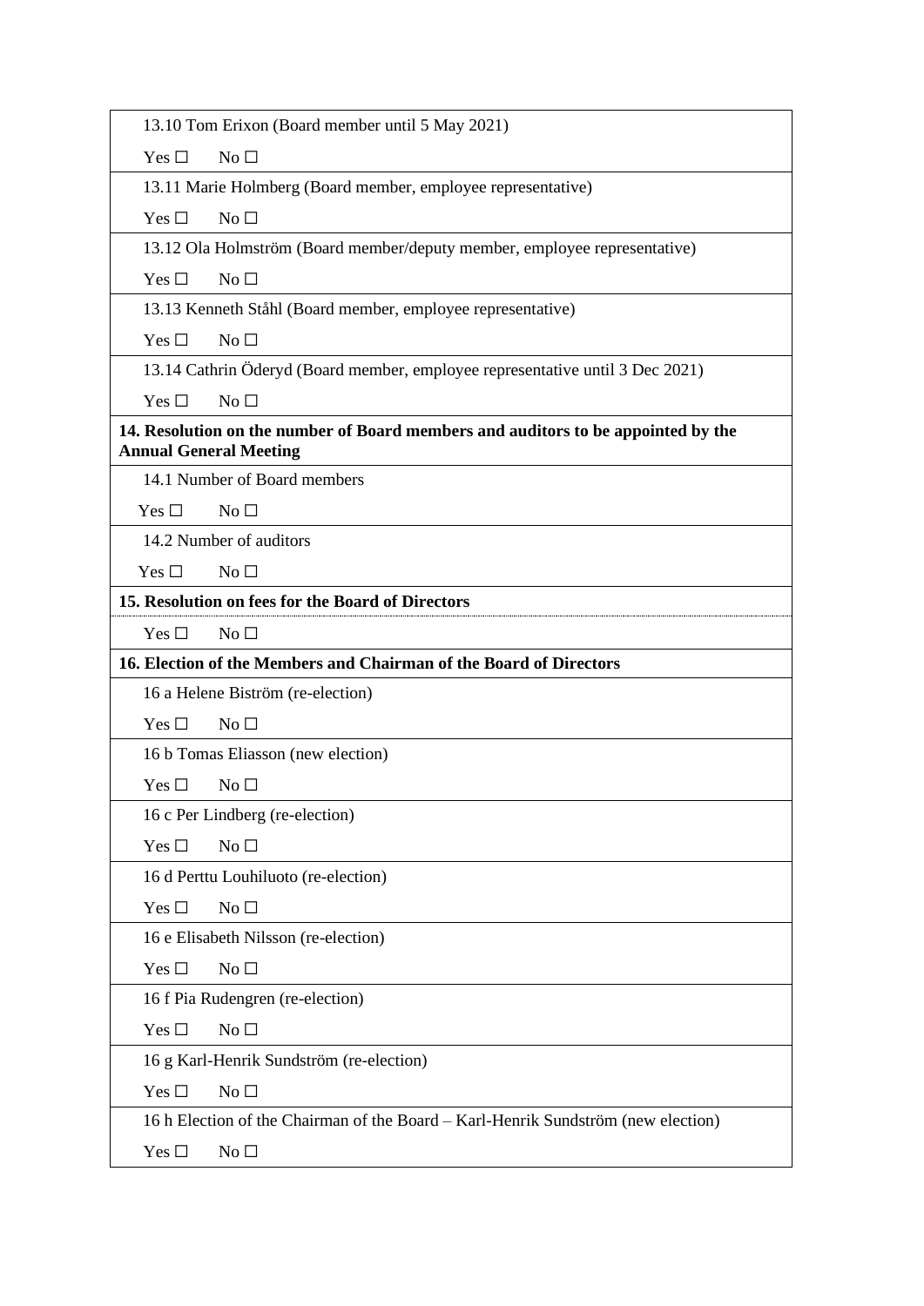| 13.10 Tom Erixon (Board member until 5 May 2021) |
|---|
| Yes ☐ No ☐ |
| 13.11 Marie Holmberg (Board member, employee representative) |
| Yes ☐ No ☐ |
| 13.12 Ola Holmström (Board member/deputy member, employee representative) |
| Yes ☐ No ☐ |
| 13.13 Kenneth Ståhl (Board member, employee representative) |
| Yes ☐ No ☐ |
| 13.14 Cathrin Öderyd (Board member, employee representative until 3 Dec 2021) |
| Yes ☐ No ☐ |
| **14. Resolution on the number of Board members and auditors to be appointed by the Annual General Meeting** |
| 14.1 Number of Board members |
| Yes ☐ No ☐ |
| 14.2 Number of auditors |
| Yes ☐ No ☐ |
| **15. Resolution on fees for the Board of Directors** |
| Yes ☐ No ☐ |
| **16. Election of the Members and Chairman of the Board of Directors** |
| 16 a Helene Biström (re-election) |
| Yes ☐ No ☐ |
| 16 b Tomas Eliasson (new election) |
| Yes ☐ No ☐ |
| 16 c Per Lindberg (re-election) |
| Yes ☐ No ☐ |
| 16 d Perttu Louhiluoto (re-election) |
| Yes ☐ No ☐ |
| 16 e Elisabeth Nilsson (re-election) |
| Yes ☐ No ☐ |
| 16 f Pia Rudengren (re-election) |
| Yes ☐ No ☐ |
| 16 g Karl-Henrik Sundström (re-election) |
| Yes ☐ No ☐ |
| 16 h Election of the Chairman of the Board – Karl-Henrik Sundström (new election) |
| Yes ☐ No ☐ |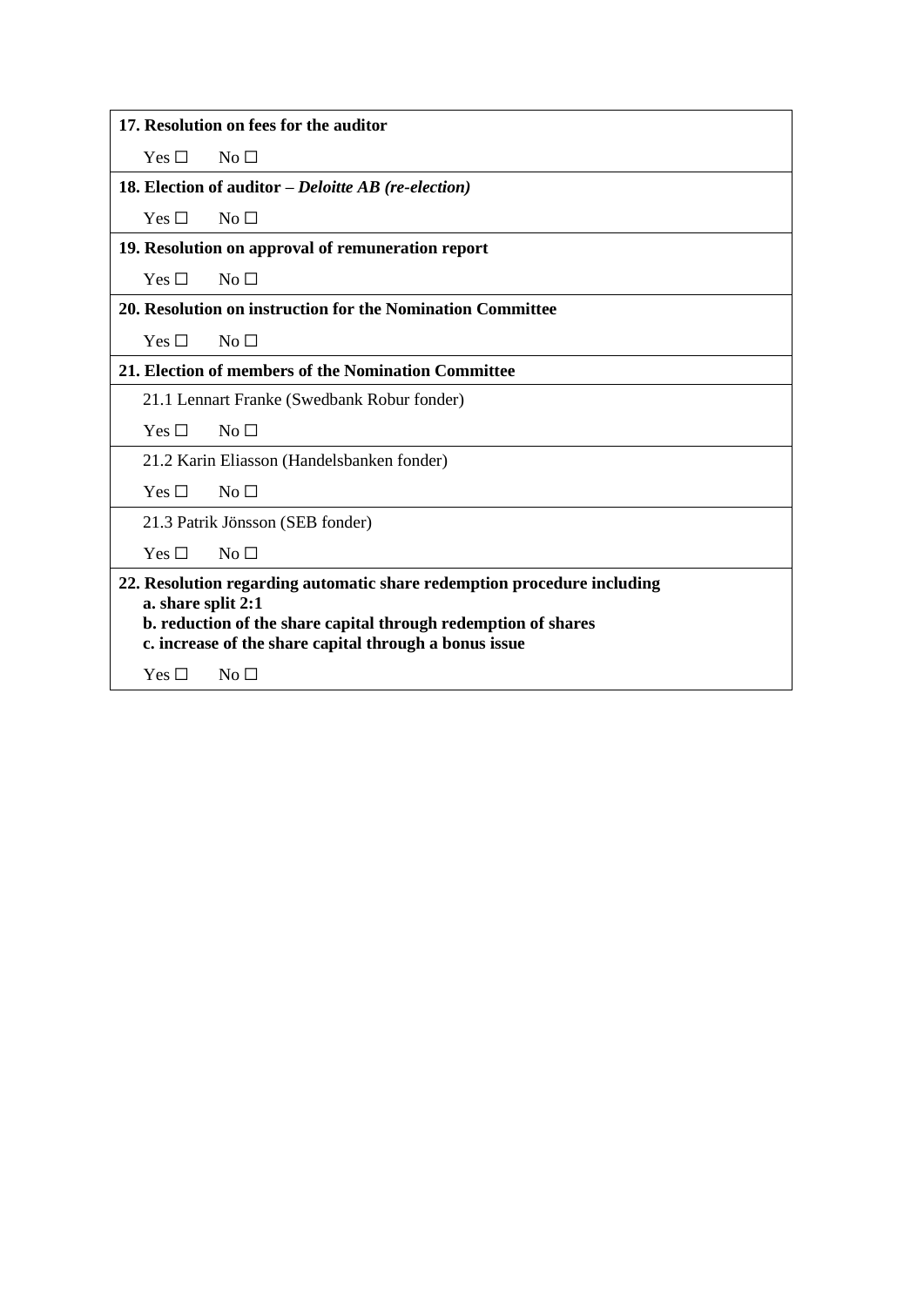| |
|---|
| **17. Resolution on fees for the auditor** |
| Yes ☐ No ☐ |
| **18. Election of auditor –** ***Deloitte AB (re-election)*** |
| Yes ☐ No ☐ |
| **19. Resolution on approval of remuneration report** |
| Yes ☐ No ☐ |
| **20. Resolution on instruction for the Nomination Committee** |
| Yes ☐ No ☐ |
| **21. Election of members of the Nomination Committee** |
| 21.1 Lennart Franke (Swedbank Robur fonder) |
| Yes ☐ No ☐ |
| 21.2 Karin Eliasson (Handelsbanken fonder) |
| Yes ☐ No ☐ |
| 21.3 Patrik Jönsson (SEB fonder) |
| Yes ☐ No ☐ |
| **22. Resolution regarding automatic share redemption procedure including**<br>**a. share split 2:1**<br>**b. reduction of the share capital through redemption of shares**<br>**c. increase of the share capital through a bonus issue** |
| Yes ☐ No ☐ |